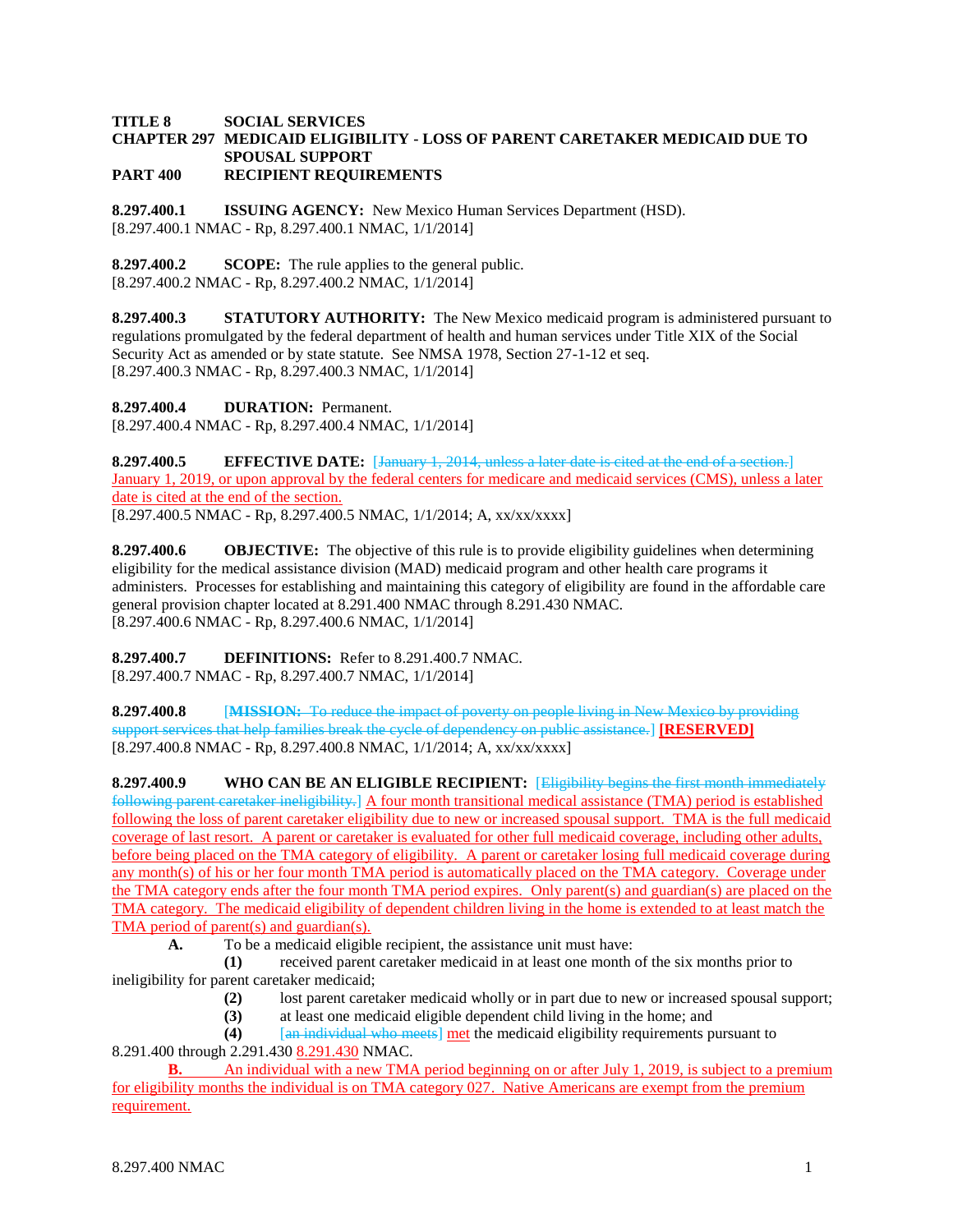**TITLE 8 SOCIAL SERVICES**
**CHAPTER 297 MEDICAID ELIGIBILITY - LOSS OF PARENT CARETAKER MEDICAID DUE TO SPOUSAL SUPPORT**
**PART 400 RECIPIENT REQUIREMENTS**

**8.297.400.1 ISSUING AGENCY:** New Mexico Human Services Department (HSD).
[8.297.400.1 NMAC - Rp, 8.297.400.1 NMAC, 1/1/2014]

**8.297.400.2 SCOPE:** The rule applies to the general public.
[8.297.400.2 NMAC - Rp, 8.297.400.2 NMAC, 1/1/2014]

**8.297.400.3 STATUTORY AUTHORITY:** The New Mexico medicaid program is administered pursuant to regulations promulgated by the federal department of health and human services under Title XIX of the Social Security Act as amended or by state statute. See NMSA 1978, Section 27-1-12 et seq.
[8.297.400.3 NMAC - Rp, 8.297.400.3 NMAC, 1/1/2014]

**8.297.400.4 DURATION:** Permanent.
[8.297.400.4 NMAC - Rp, 8.297.400.4 NMAC, 1/1/2014]

**8.297.400.5 EFFECTIVE DATE:** [~~January 1, 2014, unless a later date is cited at the end of a section.~~] January 1, 2019, or upon approval by the federal centers for medicare and medicaid services (CMS), unless a later date is cited at the end of the section.
[8.297.400.5 NMAC - Rp, 8.297.400.5 NMAC, 1/1/2014; A, xx/xx/xxxx]

**8.297.400.6 OBJECTIVE:** The objective of this rule is to provide eligibility guidelines when determining eligibility for the medical assistance division (MAD) medicaid program and other health care programs it administers. Processes for establishing and maintaining this category of eligibility are found in the affordable care general provision chapter located at 8.291.400 NMAC through 8.291.430 NMAC.
[8.297.400.6 NMAC - Rp, 8.297.400.6 NMAC, 1/1/2014]

**8.297.400.7 DEFINITIONS:** Refer to 8.291.400.7 NMAC.
[8.297.400.7 NMAC - Rp, 8.297.400.7 NMAC, 1/1/2014]

**8.297.400.8** [~~**MISSION:** To reduce the impact of poverty on people living in New Mexico by providing support services that help families break the cycle of dependency on public assistance.~~] **[RESERVED]**
[8.297.400.8 NMAC - Rp, 8.297.400.8 NMAC, 1/1/2014; A, xx/xx/xxxx]

**8.297.400.9 WHO CAN BE AN ELIGIBLE RECIPIENT:** [~~Eligibility begins the first month immediately following parent caretaker ineligibility.~~] A four month transitional medical assistance (TMA) period is established following the loss of parent caretaker eligibility due to new or increased spousal support. TMA is the full medicaid coverage of last resort. A parent or caretaker is evaluated for other full medicaid coverage, including other adults, before being placed on the TMA category of eligibility. A parent or caretaker losing full medicaid coverage during any month(s) of his or her four month TMA period is automatically placed on the TMA category. Coverage under the TMA category ends after the four month TMA period expires. Only parent(s) and guardian(s) are placed on the TMA category. The medicaid eligibility of dependent children living in the home is extended to at least match the TMA period of parent(s) and guardian(s).

**A.** To be a medicaid eligible recipient, the assistance unit must have:

**(1)** received parent caretaker medicaid in at least one month of the six months prior to ineligibility for parent caretaker medicaid;

**(2)** lost parent caretaker medicaid wholly or in part due to new or increased spousal support;

**(3)** at least one medicaid eligible dependent child living in the home; and

**(4)** [~~an individual who meets~~] met the medicaid eligibility requirements pursuant to 8.291.400 through ~~2.291.430~~ 8.291.430 NMAC.

**B.** An individual with a new TMA period beginning on or after July 1, 2019, is subject to a premium for eligibility months the individual is on TMA category 027. Native Americans are exempt from the premium requirement.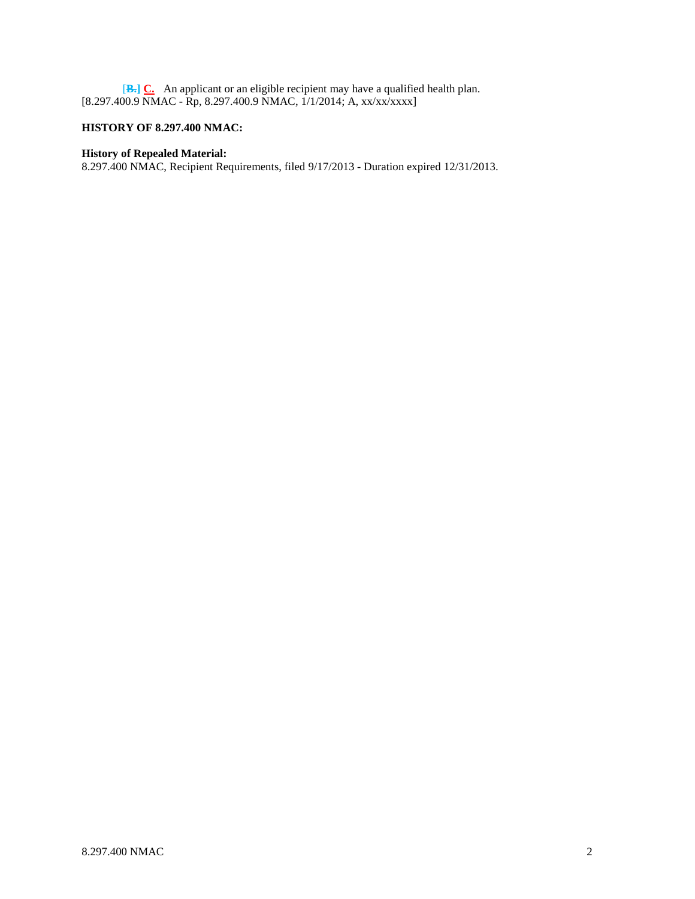[~~B.~~] **C.** An applicant or an eligible recipient may have a qualified health plan.
[8.297.400.9 NMAC - Rp, 8.297.400.9 NMAC, 1/1/2014; A, xx/xx/xxxx]

**HISTORY OF 8.297.400 NMAC:**

**History of Repealed Material:**
8.297.400 NMAC, Recipient Requirements, filed 9/17/2013 - Duration expired 12/31/2013.